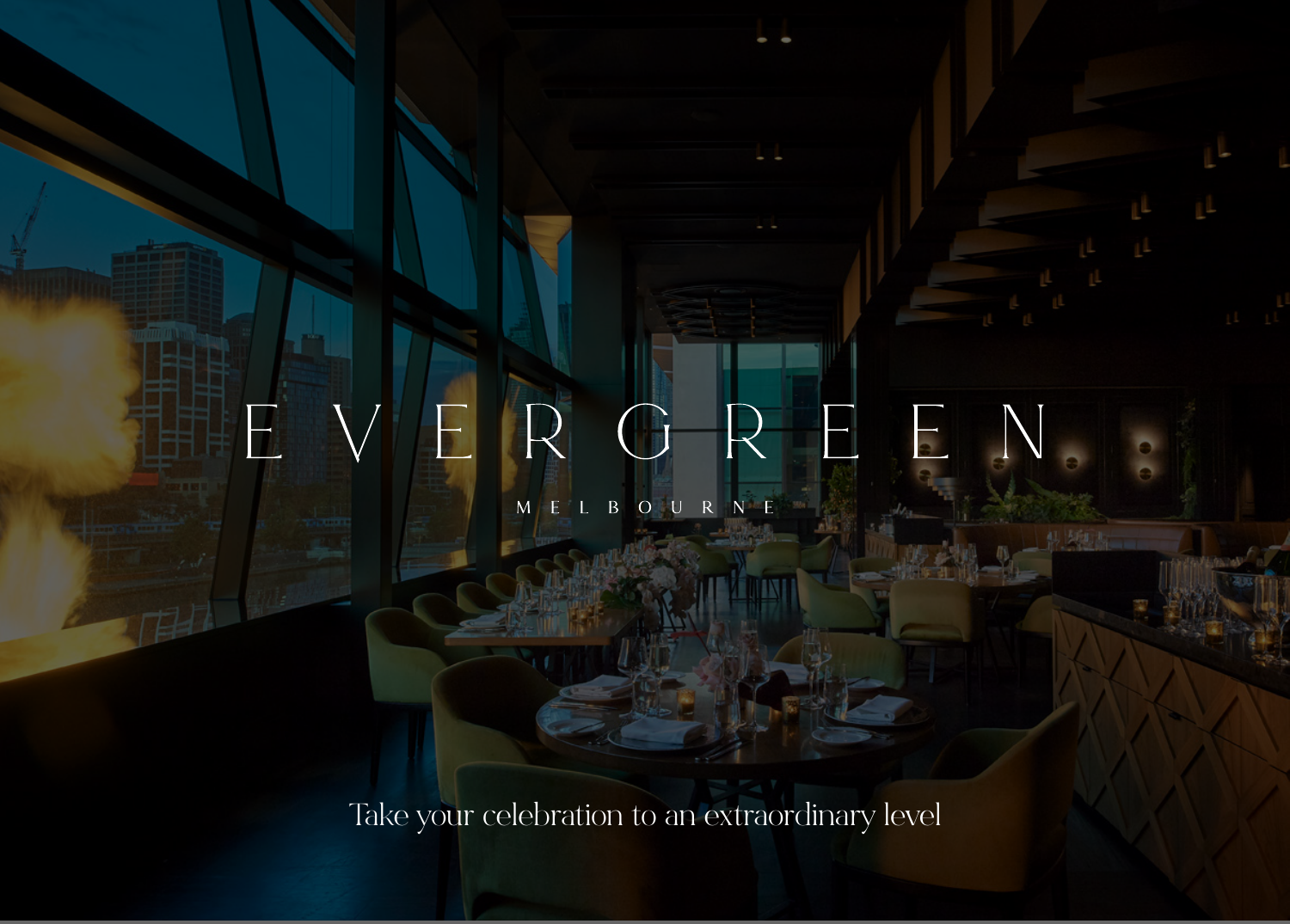# EVERGREEN

## MELBOURNE

Take your celebration to an extraordinary level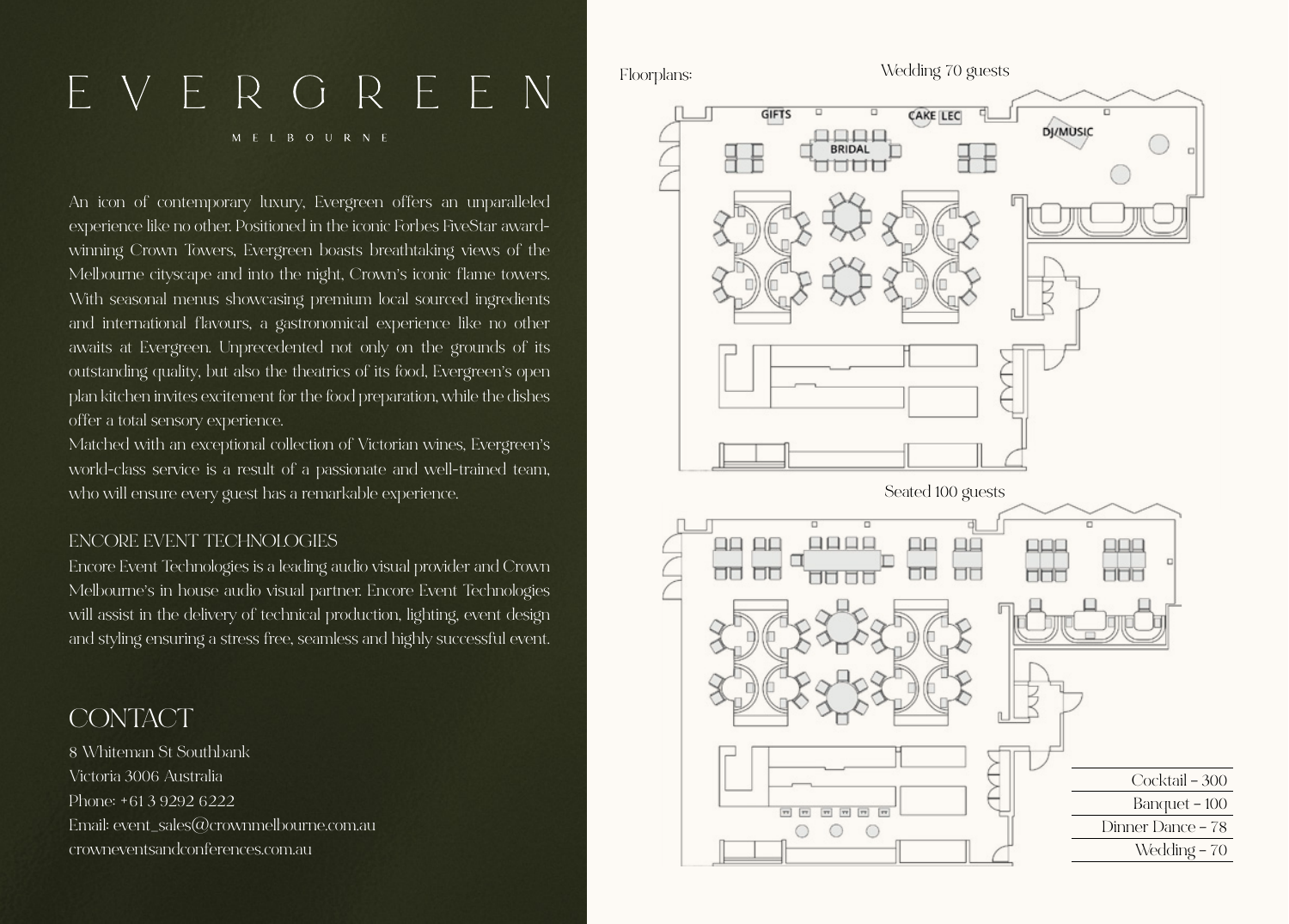# E V E R G R E E N

M E L B O U R N E

An icon of contemporary luxury, Evergreen offers an unparalleled experience like no other. Positioned in the iconic Forbes FiveStar award-winning Crown Towers, Evergreen boasts breathtaking views of the Melbourne cityscape and into the night, Crown's iconic flame towers. With seasonal menus showcasing premium local sourced ingredients and international flavours, a gastronomical experience like no other awaits at Evergreen. Unprecedented not only on the grounds of its outstanding quality, but also the theatrics of its food, Evergreen's open plan kitchen invites excitement for the food preparation, while the dishes offer a total sensory experience.

Matched with an exceptional collection of Victorian wines, Evergreen's world-class service is a result of a passionate and well-trained team, who will ensure every guest has a remarkable experience.

## ENCORE EVENT TECHNOLOGIES

Encore Event Technologies is a leading audio visual provider and Crown Melbourne's in house audio visual partner. Encore Event Technologies will assist in the delivery of technical production, lighting, event design and styling ensuring a stress free, seamless and highly successful event.

## CONTACT

8 Whiteman St Southbank
Victoria 3006 Australia
Phone: +61 3 9292 6222
Email: event_sales@crownmelbourne.com.au
crowneventsandconferences.com.au

Floorplans:

Wedding 70 guests

GIFTS
CAKE
LEC
BRIDAL
DJ/MUSIC

Seated 100 guests

Cocktail – 300
Banquet – 100
Dinner Dance – 78
Wedding – 70